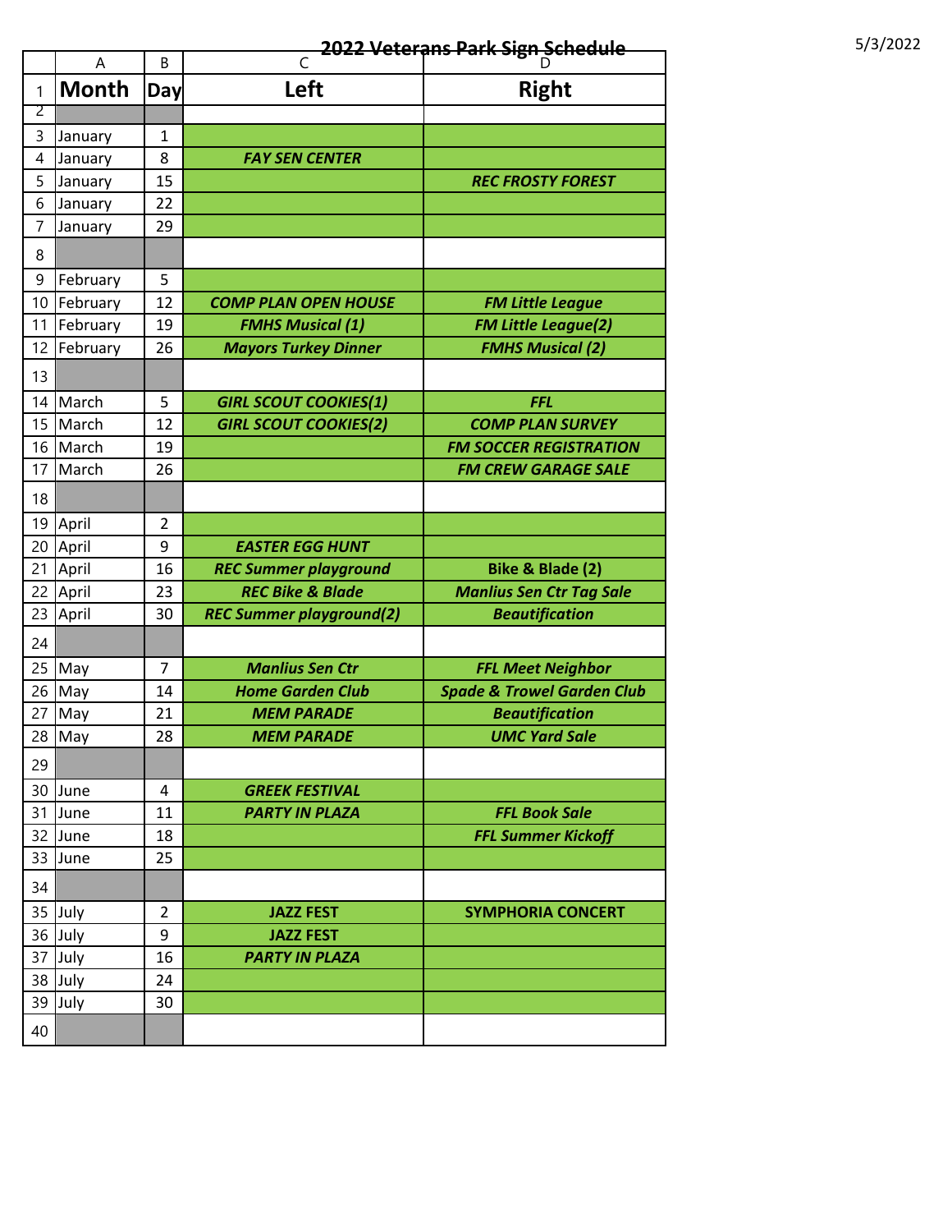# 2022 Veterans Park Sign Schedule

5/3/2022

| Month | Day | Left | Right |
|---|---|---|---|
| | | | |
| January | 1 | | |
| January | 8 | ***FAY SEN CENTER*** | |
| January | 15 | | ***REC FROSTY FOREST*** |
| January | 22 | | |
| January | 29 | | |
| | | | |
| February | 5 | | |
| February | 12 | ***COMP PLAN OPEN HOUSE*** | ***FM Little League*** |
| February | 19 | ***FMHS Musical (1)*** | ***FM Little League(2)*** |
| February | 26 | ***Mayors Turkey Dinner*** | ***FMHS Musical (2)*** |
| | | | |
| March | 5 | ***GIRL SCOUT COOKIES(1)*** | ***FFL*** |
| March | 12 | ***GIRL SCOUT COOKIES(2)*** | ***COMP PLAN SURVEY*** |
| March | 19 | | ***FM SOCCER REGISTRATION*** |
| March | 26 | | ***FM CREW GARAGE SALE*** |
| | | | |
| April | 2 | | |
| April | 9 | ***EASTER EGG HUNT*** | |
| April | 16 | ***REC Summer playground*** | **Bike & Blade (2)** |
| April | 23 | ***REC Bike & Blade*** | ***Manlius Sen Ctr Tag Sale*** |
| April | 30 | ***REC Summer playground(2)*** | ***Beautification*** |
| | | | |
| May | 7 | ***Manlius Sen Ctr*** | ***FFL Meet Neighbor*** |
| May | 14 | ***Home Garden Club*** | ***Spade & Trowel Garden Club*** |
| May | 21 | ***MEM PARADE*** | ***Beautification*** |
| May | 28 | ***MEM PARADE*** | ***UMC Yard Sale*** |
| | | | |
| June | 4 | ***GREEK FESTIVAL*** | |
| June | 11 | ***PARTY IN PLAZA*** | ***FFL Book Sale*** |
| June | 18 | | ***FFL Summer Kickoff*** |
| June | 25 | | |
| | | | |
| July | 2 | **JAZZ FEST** | **SYMPHORIA CONCERT** |
| July | 9 | **JAZZ FEST** | |
| July | 16 | ***PARTY IN PLAZA*** | |
| July | 24 | | |
| July | 30 | | |
| | | | |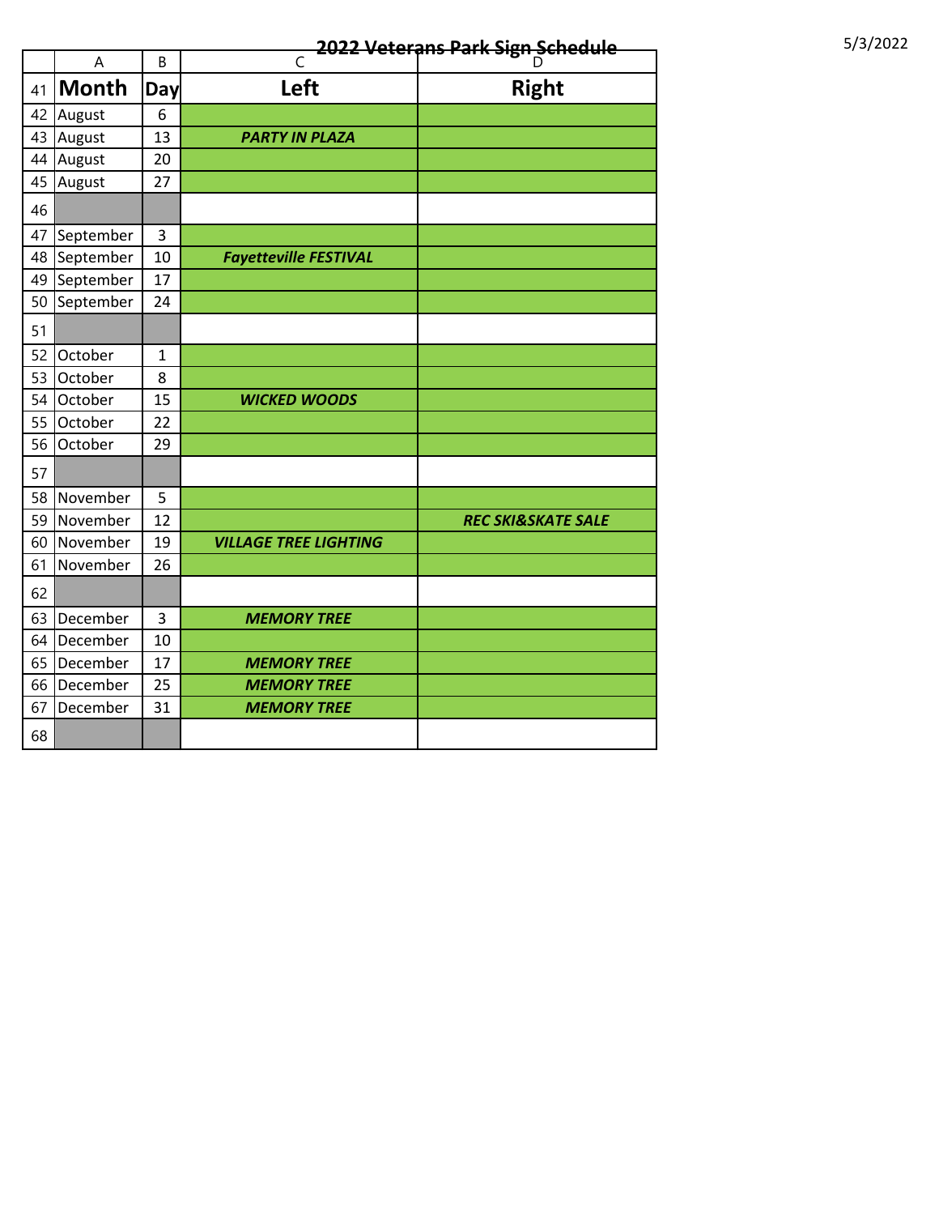# 2022 Veterans Park Sign Schedule

5/3/2022

| | A | B | C | D |
|---|---|---|---|---|
| 41 | **Month** | **Day** | **Left** | **Right** |
| 42 | August | 6 | | |
| 43 | August | 13 | ***PARTY IN PLAZA*** | |
| 44 | August | 20 | | |
| 45 | August | 27 | | |
| 46 | | | | |
| 47 | September | 3 | | |
| 48 | September | 10 | ***Fayetteville FESTIVAL*** | |
| 49 | September | 17 | | |
| 50 | September | 24 | | |
| 51 | | | | |
| 52 | October | 1 | | |
| 53 | October | 8 | | |
| 54 | October | 15 | ***WICKED WOODS*** | |
| 55 | October | 22 | | |
| 56 | October | 29 | | |
| 57 | | | | |
| 58 | November | 5 | | |
| 59 | November | 12 | | ***REC SKI&SKATE SALE*** |
| 60 | November | 19 | ***VILLAGE TREE LIGHTING*** | |
| 61 | November | 26 | | |
| 62 | | | | |
| 63 | December | 3 | ***MEMORY TREE*** | |
| 64 | December | 10 | | |
| 65 | December | 17 | ***MEMORY TREE*** | |
| 66 | December | 25 | ***MEMORY TREE*** | |
| 67 | December | 31 | ***MEMORY TREE*** | |
| 68 | | | | |